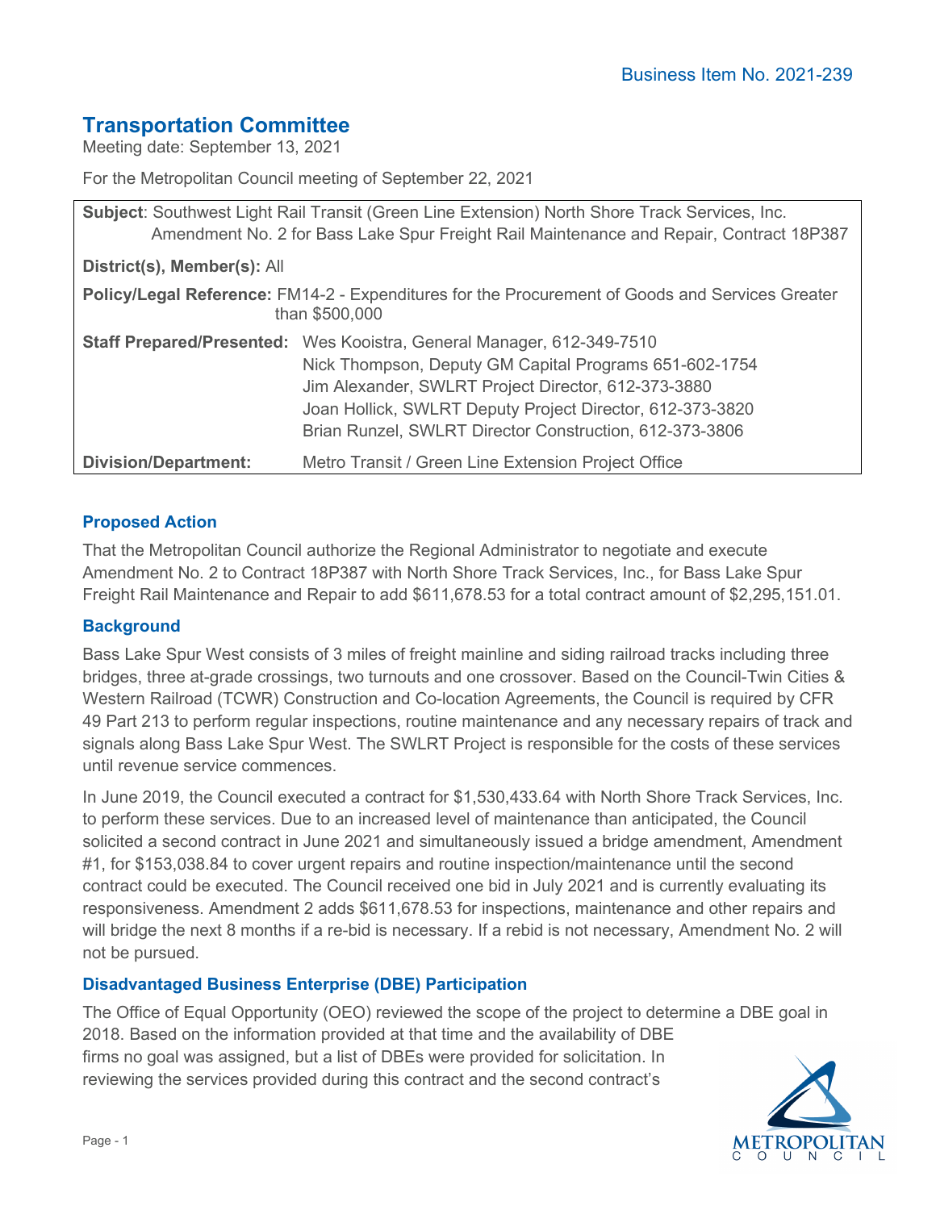Business Item No. 2021-239

# Transportation Committee

Meeting date: September 13, 2021

For the Metropolitan Council meeting of September 22, 2021

| | |
|---|---|
| **Subject**: Southwest Light Rail Transit (Green Line Extension) North Shore Track Services, Inc. Amendment No. 2 for Bass Lake Spur Freight Rail Maintenance and Repair, Contract 18P387 | |
| **District(s), Member(s):** All | |
| **Policy/Legal Reference:** FM14-2 - Expenditures for the Procurement of Goods and Services Greater than $500,000 | |
| **Staff Prepared/Presented:** | Wes Kooistra, General Manager, 612-349-7510<br>Nick Thompson, Deputy GM Capital Programs 651-602-1754<br>Jim Alexander, SWLRT Project Director, 612-373-3880<br>Joan Hollick, SWLRT Deputy Project Director, 612-373-3820<br>Brian Runzel, SWLRT Director Construction, 612-373-3806 |
| **Division/Department:** | Metro Transit / Green Line Extension Project Office |

## Proposed Action

That the Metropolitan Council authorize the Regional Administrator to negotiate and execute Amendment No. 2 to Contract 18P387 with North Shore Track Services, Inc., for Bass Lake Spur Freight Rail Maintenance and Repair to add $611,678.53 for a total contract amount of $2,295,151.01.

## Background

Bass Lake Spur West consists of 3 miles of freight mainline and siding railroad tracks including three bridges, three at-grade crossings, two turnouts and one crossover. Based on the Council-Twin Cities & Western Railroad (TCWR) Construction and Co-location Agreements, the Council is required by CFR 49 Part 213 to perform regular inspections, routine maintenance and any necessary repairs of track and signals along Bass Lake Spur West. The SWLRT Project is responsible for the costs of these services until revenue service commences.

In June 2019, the Council executed a contract for $1,530,433.64 with North Shore Track Services, Inc. to perform these services. Due to an increased level of maintenance than anticipated, the Council solicited a second contract in June 2021 and simultaneously issued a bridge amendment, Amendment #1, for $153,038.84 to cover urgent repairs and routine inspection/maintenance until the second contract could be executed. The Council received one bid in July 2021 and is currently evaluating its responsiveness. Amendment 2 adds $611,678.53 for inspections, maintenance and other repairs and will bridge the next 8 months if a re-bid is necessary. If a rebid is not necessary, Amendment No. 2 will not be pursued.

## Disadvantaged Business Enterprise (DBE) Participation

The Office of Equal Opportunity (OEO) reviewed the scope of the project to determine a DBE goal in 2018. Based on the information provided at that time and the availability of DBE firms no goal was assigned, but a list of DBEs were provided for solicitation. In reviewing the services provided during this contract and the second contract's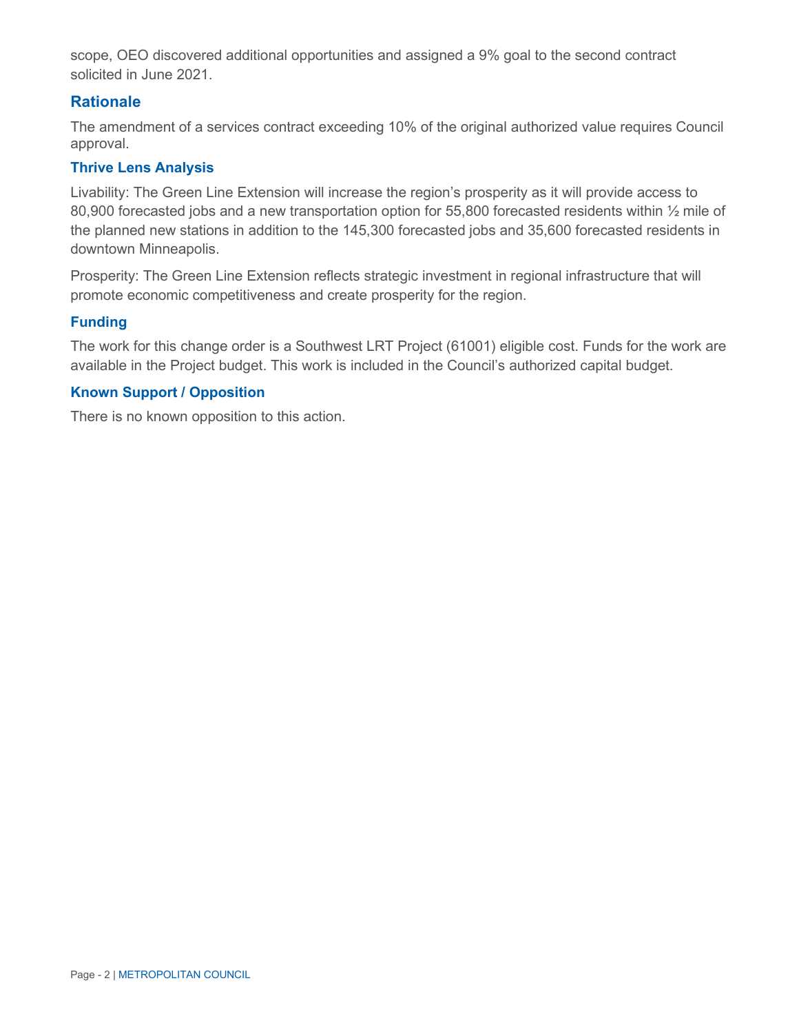scope, OEO discovered additional opportunities and assigned a 9% goal to the second contract solicited in June 2021.

## Rationale

The amendment of a services contract exceeding 10% of the original authorized value requires Council approval.

### Thrive Lens Analysis

Livability: The Green Line Extension will increase the region's prosperity as it will provide access to 80,900 forecasted jobs and a new transportation option for 55,800 forecasted residents within ½ mile of the planned new stations in addition to the 145,300 forecasted jobs and 35,600 forecasted residents in downtown Minneapolis.

Prosperity: The Green Line Extension reflects strategic investment in regional infrastructure that will promote economic competitiveness and create prosperity for the region.

### Funding

The work for this change order is a Southwest LRT Project (61001) eligible cost. Funds for the work are available in the Project budget. This work is included in the Council's authorized capital budget.

### Known Support / Opposition

There is no known opposition to this action.